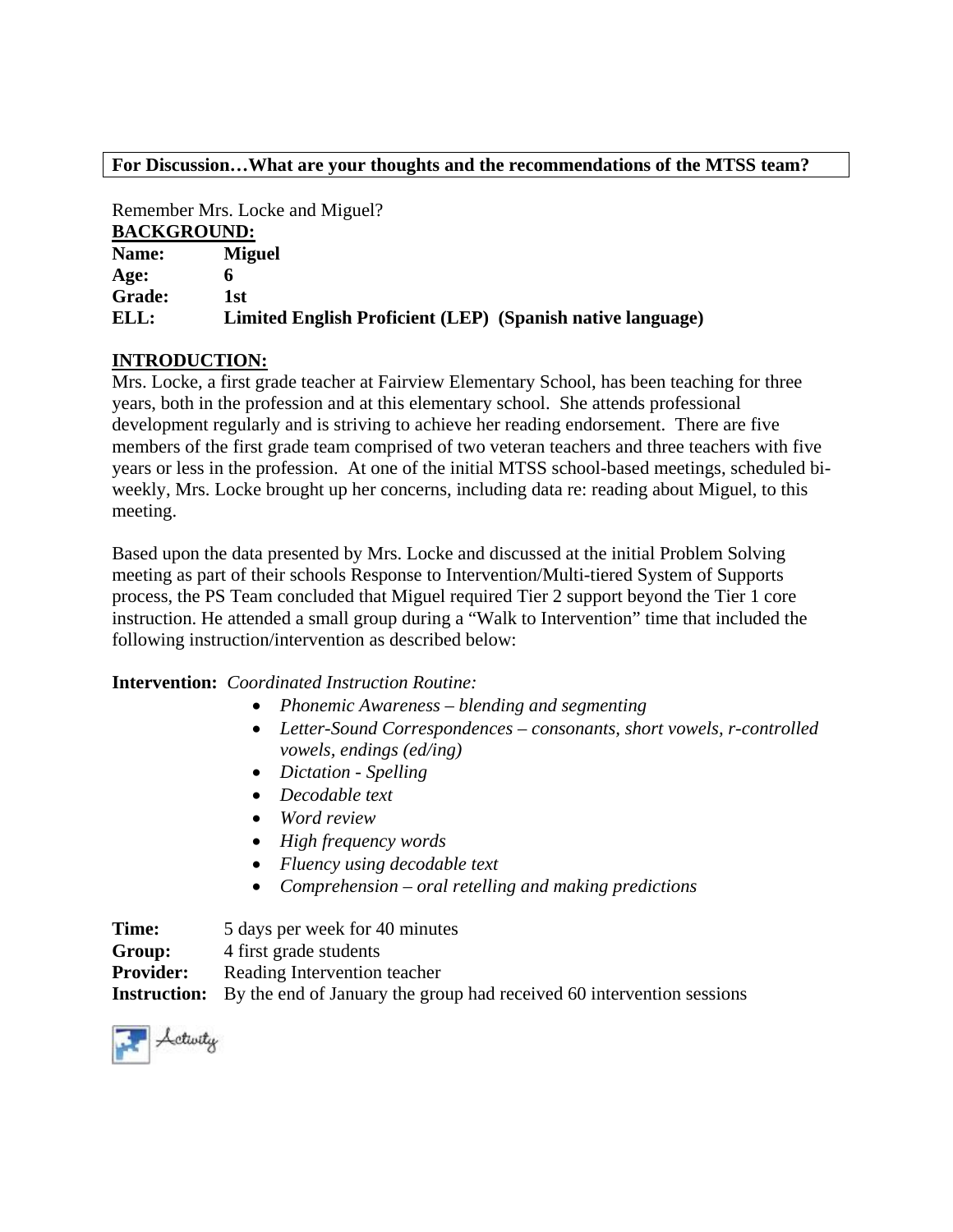**For Discussion…What are your thoughts and the recommendations of the MTSS team?**

Remember Mrs. Locke and Miguel?

**BACKGROUND:**

**Name:** **Miguel**
**Age:** **6**
**Grade:** **1st**
**ELL:** **Limited English Proficient (LEP) (Spanish native language)**

**INTRODUCTION:**

Mrs. Locke, a first grade teacher at Fairview Elementary School, has been teaching for three years, both in the profession and at this elementary school. She attends professional development regularly and is striving to achieve her reading endorsement. There are five members of the first grade team comprised of two veteran teachers and three teachers with five years or less in the profession. At one of the initial MTSS school-based meetings, scheduled bi-weekly, Mrs. Locke brought up her concerns, including data re: reading about Miguel, to this meeting.

Based upon the data presented by Mrs. Locke and discussed at the initial Problem Solving meeting as part of their schools Response to Intervention/Multi-tiered System of Supports process, the PS Team concluded that Miguel required Tier 2 support beyond the Tier 1 core instruction. He attended a small group during a "Walk to Intervention" time that included the following instruction/intervention as described below:

**Intervention:** *Coordinated Instruction Routine:*

- *Phonemic Awareness – blending and segmenting*
- *Letter-Sound Correspondences – consonants, short vowels, r-controlled vowels, endings (ed/ing)*
- *Dictation - Spelling*
- *Decodable text*
- *Word review*
- *High frequency words*
- *Fluency using decodable text*
- *Comprehension – oral retelling and making predictions*

**Time:** 5 days per week for 40 minutes
**Group:** 4 first grade students
**Provider:** Reading Intervention teacher
**Instruction:** By the end of January the group had received 60 intervention sessions

Activity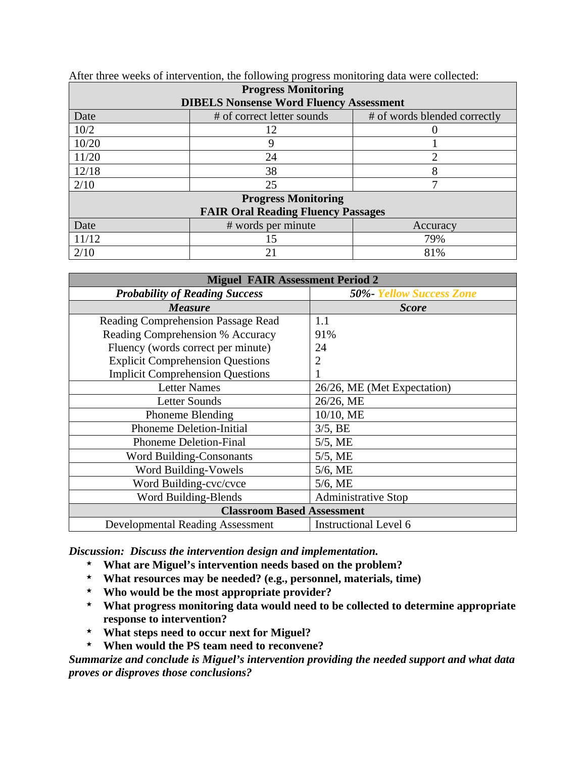After three weeks of intervention, the following progress monitoring data were collected:

| **Progress Monitoring<br>DIBELS Nonsense Word Fluency Assessment** | | |
|---|---|---|
| Date | # of correct letter sounds | # of words blended correctly |
| 10/2 | 12 | 0 |
| 10/20 | 9 | 1 |
| 11/20 | 24 | 2 |
| 12/18 | 38 | 8 |
| 2/10 | 25 | 7 |
| **Progress Monitoring<br>FAIR Oral Reading Fluency Passages** | | |
| Date | # words per minute | Accuracy |
| 11/12 | 15 | 79% |
| 2/10 | 21 | 81% |

| **Miguel FAIR Assessment Period 2** | |
|---|---|
| ***Probability of Reading Success*** | ***50%- Yellow Success Zone*** |
| ***Measure*** | ***Score*** |
| Reading Comprehension Passage Read | 1.1 |
| Reading Comprehension % Accuracy | 91% |
| Fluency (words correct per minute) | 24 |
| Explicit Comprehension Questions | 2 |
| Implicit Comprehension Questions | 1 |
| Letter Names | 26/26, ME (Met Expectation) |
| Letter Sounds | 26/26, ME |
| Phoneme Blending | 10/10, ME |
| Phoneme Deletion-Initial | 3/5, BE |
| Phoneme Deletion-Final | 5/5, ME |
| Word Building-Consonants | 5/5, ME |
| Word Building-Vowels | 5/6, ME |
| Word Building-cvc/cvce | 5/6, ME |
| Word Building-Blends | Administrative Stop |
| **Classroom Based Assessment** | |
| Developmental Reading Assessment | Instructional Level 6 |

***Discussion: Discuss the intervention design and implementation.***

- **What are Miguel's intervention needs based on the problem?**
- **What resources may be needed? (e.g., personnel, materials, time)**
- **Who would be the most appropriate provider?**
- **What progress monitoring data would need to be collected to determine appropriate response to intervention?**
- **What steps need to occur next for Miguel?**
- **When would the PS team need to reconvene?**

***Summarize and conclude is Miguel's intervention providing the needed support and what data proves or disproves those conclusions?***